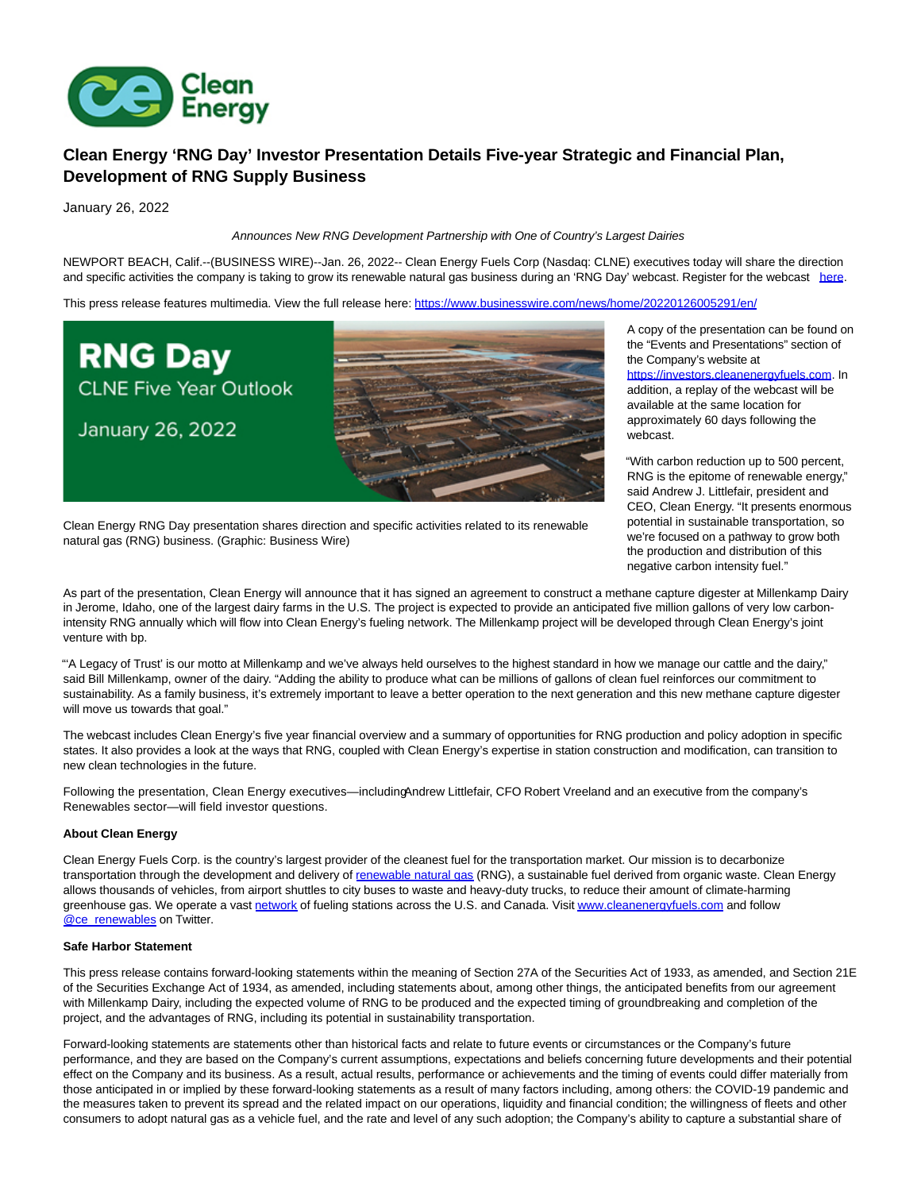# Clean Energy 'RNG Day' Investor Presentation Details Five-year Strategic and Financial Plan, Development of RNG Supply Business

January 26, 2022

*Announces New RNG Development Partnership with One of Country's Largest Dairies*

NEWPORT BEACH, Calif.--(BUSINESS WIRE)--Jan. 26, 2022-- Clean Energy Fuels Corp (Nasdaq: CLNE) executives today will share the direction and specific activities the company is taking to grow its renewable natural gas business during an 'RNG Day' webcast. Register for the webcast [here](here).

This press release features multimedia. View the full release here: https://www.businesswire.com/news/home/20220126005291/en/

Clean Energy RNG Day presentation shares direction and specific activities related to its renewable natural gas (RNG) business. (Graphic: Business Wire)

A copy of the presentation can be found on the "Events and Presentations" section of the Company's website at https://investors.cleanenergyfuels.com. In addition, a replay of the webcast will be available at the same location for approximately 60 days following the webcast.

"With carbon reduction up to 500 percent, RNG is the epitome of renewable energy," said Andrew J. Littlefair, president and CEO, Clean Energy. "It presents enormous potential in sustainable transportation, so we're focused on a pathway to grow both the production and distribution of this negative carbon intensity fuel."

As part of the presentation, Clean Energy will announce that it has signed an agreement to construct a methane capture digester at Millenkamp Dairy in Jerome, Idaho, one of the largest dairy farms in the U.S. The project is expected to provide an anticipated five million gallons of very low carbon-intensity RNG annually which will flow into Clean Energy's fueling network. The Millenkamp project will be developed through Clean Energy's joint venture with bp.

"'A Legacy of Trust' is our motto at Millenkamp and we've always held ourselves to the highest standard in how we manage our cattle and the dairy," said Bill Millenkamp, owner of the dairy. "Adding the ability to produce what can be millions of gallons of clean fuel reinforces our commitment to sustainability. As a family business, it's extremely important to leave a better operation to the next generation and this new methane capture digester will move us towards that goal."

The webcast includes Clean Energy's five year financial overview and a summary of opportunities for RNG production and policy adoption in specific states. It also provides a look at the ways that RNG, coupled with Clean Energy's expertise in station construction and modification, can transition to new clean technologies in the future.

Following the presentation, Clean Energy executives—including Andrew Littlefair, CFO Robert Vreeland and an executive from the company's Renewables sector—will field investor questions.

**About Clean Energy**

Clean Energy Fuels Corp. is the country's largest provider of the cleanest fuel for the transportation market. Our mission is to decarbonize transportation through the development and delivery of [renewable natural gas](renewable natural gas) (RNG), a sustainable fuel derived from organic waste. Clean Energy allows thousands of vehicles, from airport shuttles to city buses to waste and heavy-duty trucks, to reduce their amount of climate-harming greenhouse gas. We operate a vast [network](network) of fueling stations across the U.S. and Canada. Visit www.cleanenergyfuels.com and follow @ce_renewables on Twitter.

**Safe Harbor Statement**

This press release contains forward-looking statements within the meaning of Section 27A of the Securities Act of 1933, as amended, and Section 21E of the Securities Exchange Act of 1934, as amended, including statements about, among other things, the anticipated benefits from our agreement with Millenkamp Dairy, including the expected volume of RNG to be produced and the expected timing of groundbreaking and completion of the project, and the advantages of RNG, including its potential in sustainability transportation.

Forward-looking statements are statements other than historical facts and relate to future events or circumstances or the Company's future performance, and they are based on the Company's current assumptions, expectations and beliefs concerning future developments and their potential effect on the Company and its business. As a result, actual results, performance or achievements and the timing of events could differ materially from those anticipated in or implied by these forward-looking statements as a result of many factors including, among others: the COVID-19 pandemic and the measures taken to prevent its spread and the related impact on our operations, liquidity and financial condition; the willingness of fleets and other consumers to adopt natural gas as a vehicle fuel, and the rate and level of any such adoption; the Company's ability to capture a substantial share of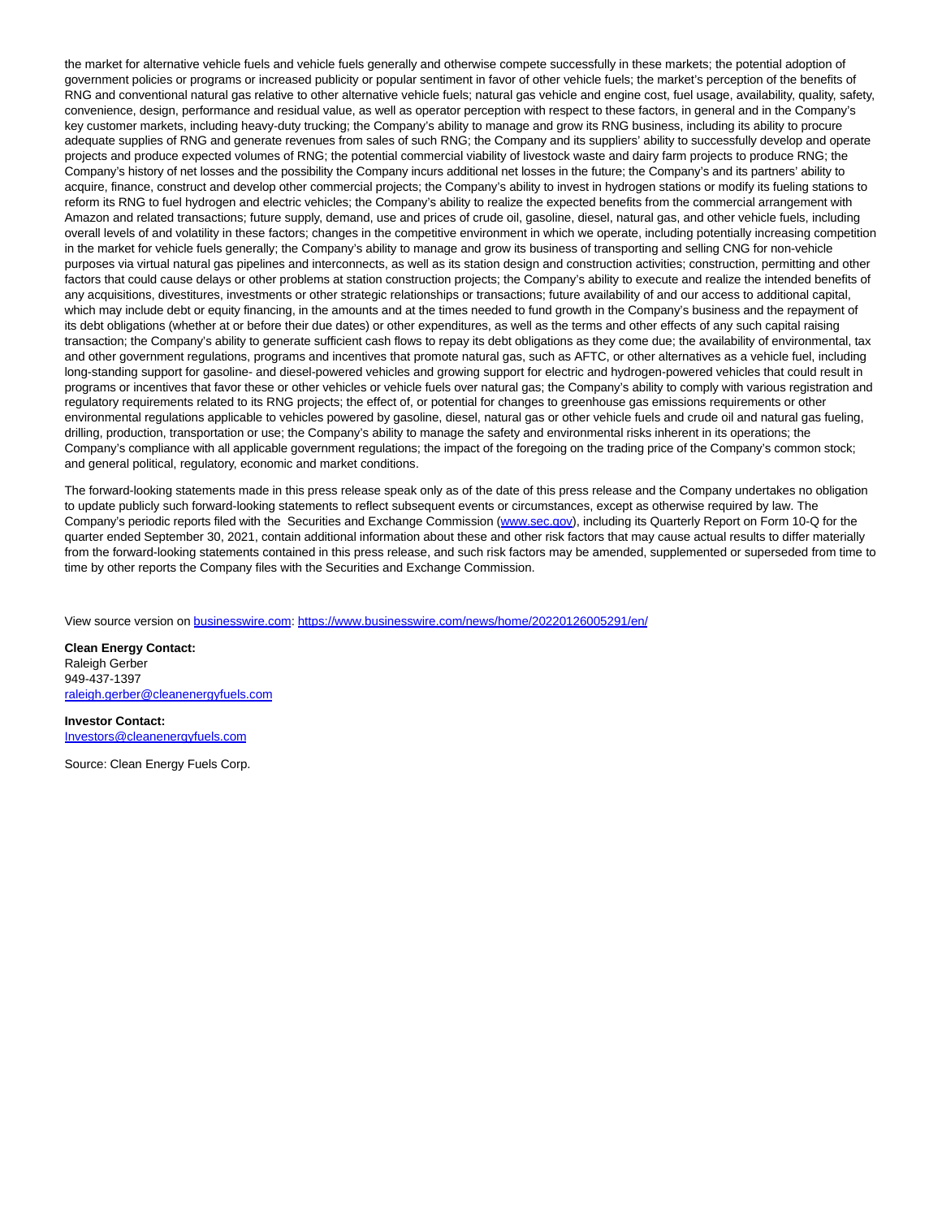the market for alternative vehicle fuels and vehicle fuels generally and otherwise compete successfully in these markets; the potential adoption of government policies or programs or increased publicity or popular sentiment in favor of other vehicle fuels; the market's perception of the benefits of RNG and conventional natural gas relative to other alternative vehicle fuels; natural gas vehicle and engine cost, fuel usage, availability, quality, safety, convenience, design, performance and residual value, as well as operator perception with respect to these factors, in general and in the Company's key customer markets, including heavy-duty trucking; the Company's ability to manage and grow its RNG business, including its ability to procure adequate supplies of RNG and generate revenues from sales of such RNG; the Company and its suppliers' ability to successfully develop and operate projects and produce expected volumes of RNG; the potential commercial viability of livestock waste and dairy farm projects to produce RNG; the Company's history of net losses and the possibility the Company incurs additional net losses in the future; the Company's and its partners' ability to acquire, finance, construct and develop other commercial projects; the Company's ability to invest in hydrogen stations or modify its fueling stations to reform its RNG to fuel hydrogen and electric vehicles; the Company's ability to realize the expected benefits from the commercial arrangement with Amazon and related transactions; future supply, demand, use and prices of crude oil, gasoline, diesel, natural gas, and other vehicle fuels, including overall levels of and volatility in these factors; changes in the competitive environment in which we operate, including potentially increasing competition in the market for vehicle fuels generally; the Company's ability to manage and grow its business of transporting and selling CNG for non-vehicle purposes via virtual natural gas pipelines and interconnects, as well as its station design and construction activities; construction, permitting and other factors that could cause delays or other problems at station construction projects; the Company's ability to execute and realize the intended benefits of any acquisitions, divestitures, investments or other strategic relationships or transactions; future availability of and our access to additional capital, which may include debt or equity financing, in the amounts and at the times needed to fund growth in the Company's business and the repayment of its debt obligations (whether at or before their due dates) or other expenditures, as well as the terms and other effects of any such capital raising transaction; the Company's ability to generate sufficient cash flows to repay its debt obligations as they come due; the availability of environmental, tax and other government regulations, programs and incentives that promote natural gas, such as AFTC, or other alternatives as a vehicle fuel, including long-standing support for gasoline- and diesel-powered vehicles and growing support for electric and hydrogen-powered vehicles that could result in programs or incentives that favor these or other vehicles or vehicle fuels over natural gas; the Company's ability to comply with various registration and regulatory requirements related to its RNG projects; the effect of, or potential for changes to greenhouse gas emissions requirements or other environmental regulations applicable to vehicles powered by gasoline, diesel, natural gas or other vehicle fuels and crude oil and natural gas fueling, drilling, production, transportation or use; the Company's ability to manage the safety and environmental risks inherent in its operations; the Company's compliance with all applicable government regulations; the impact of the foregoing on the trading price of the Company's common stock; and general political, regulatory, economic and market conditions.

The forward-looking statements made in this press release speak only as of the date of this press release and the Company undertakes no obligation to update publicly such forward-looking statements to reflect subsequent events or circumstances, except as otherwise required by law. The Company's periodic reports filed with the Securities and Exchange Commission (www.sec.gov), including its Quarterly Report on Form 10-Q for the quarter ended September 30, 2021, contain additional information about these and other risk factors that may cause actual results to differ materially from the forward-looking statements contained in this press release, and such risk factors may be amended, supplemented or superseded from time to time by other reports the Company files with the Securities and Exchange Commission.

View source version on businesswire.com: https://www.businesswire.com/news/home/20220126005291/en/

**Clean Energy Contact:**
Raleigh Gerber
949-437-1397
raleigh.gerber@cleanenergyfuels.com

**Investor Contact:**
Investors@cleanenergyfuels.com

Source: Clean Energy Fuels Corp.